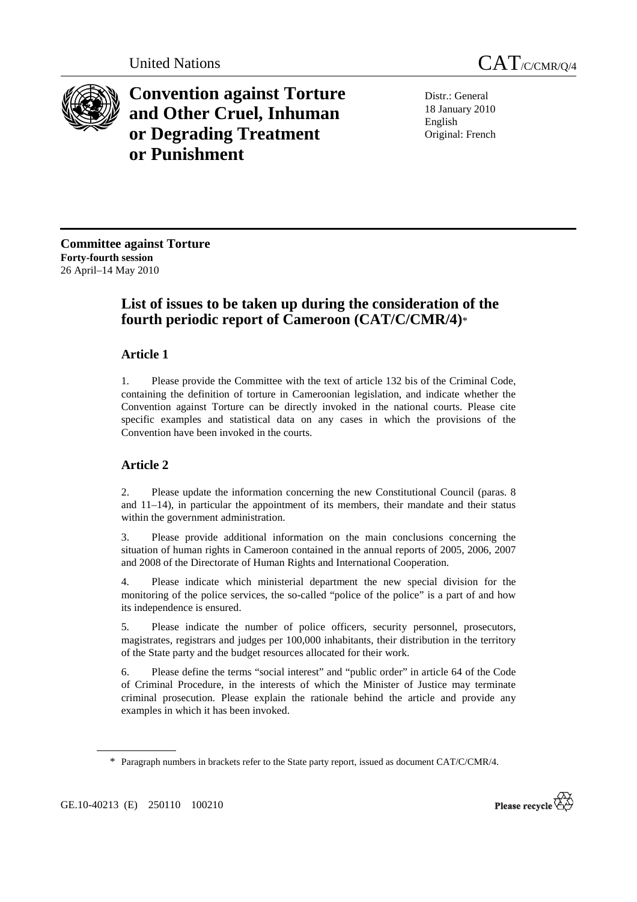United Nations CAT/C/CMR/Q/4

# Convention against Torture and Other Cruel, Inhuman or Degrading Treatment or Punishment

Distr.: General
18 January 2010
English
Original: French

**Committee against Torture**
**Forty-fourth session**
26 April–14 May 2010

## List of issues to be taken up during the consideration of the fourth periodic report of Cameroon (CAT/C/CMR/4)*

### Article 1

1. Please provide the Committee with the text of article 132 bis of the Criminal Code, containing the definition of torture in Cameroonian legislation, and indicate whether the Convention against Torture can be directly invoked in the national courts. Please cite specific examples and statistical data on any cases in which the provisions of the Convention have been invoked in the courts.

### Article 2

2. Please update the information concerning the new Constitutional Council (paras. 8 and 11–14), in particular the appointment of its members, their mandate and their status within the government administration.

3. Please provide additional information on the main conclusions concerning the situation of human rights in Cameroon contained in the annual reports of 2005, 2006, 2007 and 2008 of the Directorate of Human Rights and International Cooperation.

4. Please indicate which ministerial department the new special division for the monitoring of the police services, the so-called "police of the police" is a part of and how its independence is ensured.

5. Please indicate the number of police officers, security personnel, prosecutors, magistrates, registrars and judges per 100,000 inhabitants, their distribution in the territory of the State party and the budget resources allocated for their work.

6. Please define the terms "social interest" and "public order" in article 64 of the Code of Criminal Procedure, in the interests of which the Minister of Justice may terminate criminal prosecution. Please explain the rationale behind the article and provide any examples in which it has been invoked.

---

\* Paragraph numbers in brackets refer to the State party report, issued as document CAT/C/CMR/4.

GE.10-40213 (E) 250110 100210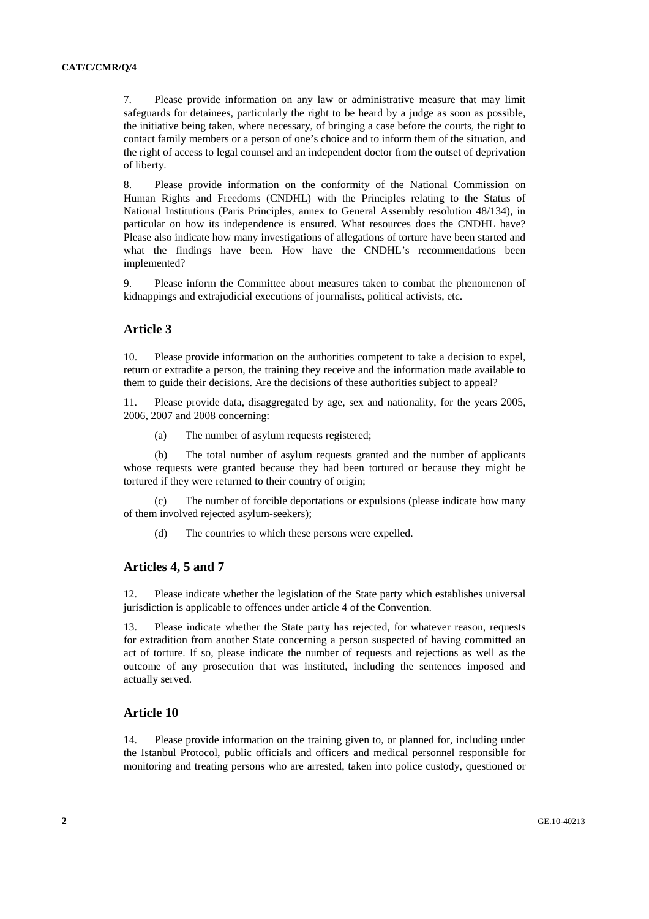7. Please provide information on any law or administrative measure that may limit safeguards for detainees, particularly the right to be heard by a judge as soon as possible, the initiative being taken, where necessary, of bringing a case before the courts, the right to contact family members or a person of one's choice and to inform them of the situation, and the right of access to legal counsel and an independent doctor from the outset of deprivation of liberty.

8. Please provide information on the conformity of the National Commission on Human Rights and Freedoms (CNDHL) with the Principles relating to the Status of National Institutions (Paris Principles, annex to General Assembly resolution 48/134), in particular on how its independence is ensured. What resources does the CNDHL have? Please also indicate how many investigations of allegations of torture have been started and what the findings have been. How have the CNDHL's recommendations been implemented?

9. Please inform the Committee about measures taken to combat the phenomenon of kidnappings and extrajudicial executions of journalists, political activists, etc.

## Article 3

10. Please provide information on the authorities competent to take a decision to expel, return or extradite a person, the training they receive and the information made available to them to guide their decisions. Are the decisions of these authorities subject to appeal?

11. Please provide data, disaggregated by age, sex and nationality, for the years 2005, 2006, 2007 and 2008 concerning:

(a) The number of asylum requests registered;

(b) The total number of asylum requests granted and the number of applicants whose requests were granted because they had been tortured or because they might be tortured if they were returned to their country of origin;

(c) The number of forcible deportations or expulsions (please indicate how many of them involved rejected asylum-seekers);

(d) The countries to which these persons were expelled.

## Articles 4, 5 and 7

12. Please indicate whether the legislation of the State party which establishes universal jurisdiction is applicable to offences under article 4 of the Convention.

13. Please indicate whether the State party has rejected, for whatever reason, requests for extradition from another State concerning a person suspected of having committed an act of torture. If so, please indicate the number of requests and rejections as well as the outcome of any prosecution that was instituted, including the sentences imposed and actually served.

## Article 10

14. Please provide information on the training given to, or planned for, including under the Istanbul Protocol, public officials and officers and medical personnel responsible for monitoring and treating persons who are arrested, taken into police custody, questioned or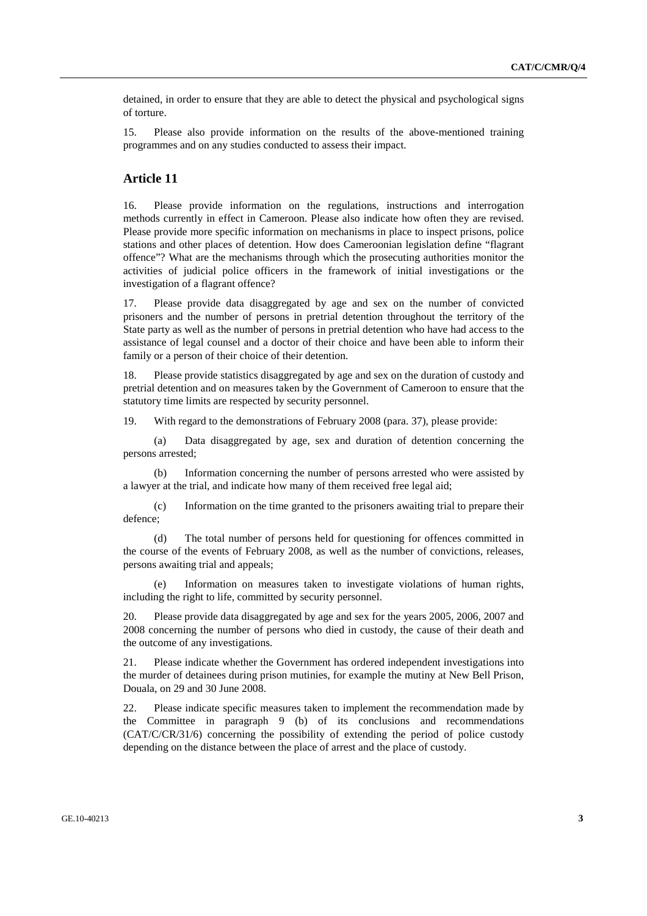detained, in order to ensure that they are able to detect the physical and psychological signs of torture.

15. Please also provide information on the results of the above-mentioned training programmes and on any studies conducted to assess their impact.

## Article 11

16. Please provide information on the regulations, instructions and interrogation methods currently in effect in Cameroon. Please also indicate how often they are revised. Please provide more specific information on mechanisms in place to inspect prisons, police stations and other places of detention. How does Cameroonian legislation define "flagrant offence"? What are the mechanisms through which the prosecuting authorities monitor the activities of judicial police officers in the framework of initial investigations or the investigation of a flagrant offence?

17. Please provide data disaggregated by age and sex on the number of convicted prisoners and the number of persons in pretrial detention throughout the territory of the State party as well as the number of persons in pretrial detention who have had access to the assistance of legal counsel and a doctor of their choice and have been able to inform their family or a person of their choice of their detention.

18. Please provide statistics disaggregated by age and sex on the duration of custody and pretrial detention and on measures taken by the Government of Cameroon to ensure that the statutory time limits are respected by security personnel.

19. With regard to the demonstrations of February 2008 (para. 37), please provide:

(a) Data disaggregated by age, sex and duration of detention concerning the persons arrested;

(b) Information concerning the number of persons arrested who were assisted by a lawyer at the trial, and indicate how many of them received free legal aid;

(c) Information on the time granted to the prisoners awaiting trial to prepare their defence;

(d) The total number of persons held for questioning for offences committed in the course of the events of February 2008, as well as the number of convictions, releases, persons awaiting trial and appeals;

(e) Information on measures taken to investigate violations of human rights, including the right to life, committed by security personnel.

20. Please provide data disaggregated by age and sex for the years 2005, 2006, 2007 and 2008 concerning the number of persons who died in custody, the cause of their death and the outcome of any investigations.

21. Please indicate whether the Government has ordered independent investigations into the murder of detainees during prison mutinies, for example the mutiny at New Bell Prison, Douala, on 29 and 30 June 2008.

22. Please indicate specific measures taken to implement the recommendation made by the Committee in paragraph 9 (b) of its conclusions and recommendations (CAT/C/CR/31/6) concerning the possibility of extending the period of police custody depending on the distance between the place of arrest and the place of custody.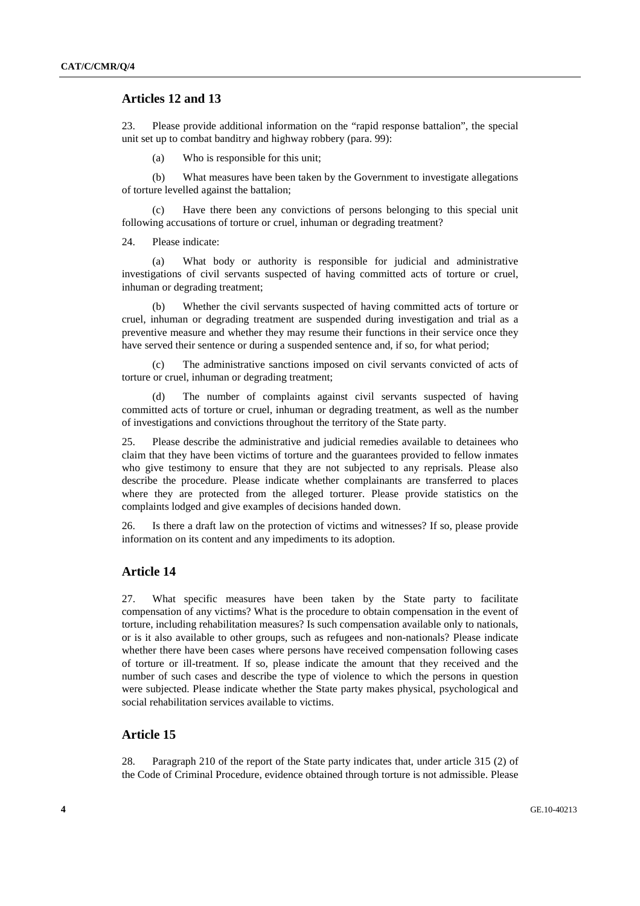## Articles 12 and 13

23. Please provide additional information on the "rapid response battalion", the special unit set up to combat banditry and highway robbery (para. 99):

(a) Who is responsible for this unit;

(b) What measures have been taken by the Government to investigate allegations of torture levelled against the battalion;

(c) Have there been any convictions of persons belonging to this special unit following accusations of torture or cruel, inhuman or degrading treatment?

24. Please indicate:

(a) What body or authority is responsible for judicial and administrative investigations of civil servants suspected of having committed acts of torture or cruel, inhuman or degrading treatment;

(b) Whether the civil servants suspected of having committed acts of torture or cruel, inhuman or degrading treatment are suspended during investigation and trial as a preventive measure and whether they may resume their functions in their service once they have served their sentence or during a suspended sentence and, if so, for what period;

(c) The administrative sanctions imposed on civil servants convicted of acts of torture or cruel, inhuman or degrading treatment;

(d) The number of complaints against civil servants suspected of having committed acts of torture or cruel, inhuman or degrading treatment, as well as the number of investigations and convictions throughout the territory of the State party.

25. Please describe the administrative and judicial remedies available to detainees who claim that they have been victims of torture and the guarantees provided to fellow inmates who give testimony to ensure that they are not subjected to any reprisals. Please also describe the procedure. Please indicate whether complainants are transferred to places where they are protected from the alleged torturer. Please provide statistics on the complaints lodged and give examples of decisions handed down.

26. Is there a draft law on the protection of victims and witnesses? If so, please provide information on its content and any impediments to its adoption.

## Article 14

27. What specific measures have been taken by the State party to facilitate compensation of any victims? What is the procedure to obtain compensation in the event of torture, including rehabilitation measures? Is such compensation available only to nationals, or is it also available to other groups, such as refugees and non-nationals? Please indicate whether there have been cases where persons have received compensation following cases of torture or ill-treatment. If so, please indicate the amount that they received and the number of such cases and describe the type of violence to which the persons in question were subjected. Please indicate whether the State party makes physical, psychological and social rehabilitation services available to victims.

## Article 15

28. Paragraph 210 of the report of the State party indicates that, under article 315 (2) of the Code of Criminal Procedure, evidence obtained through torture is not admissible. Please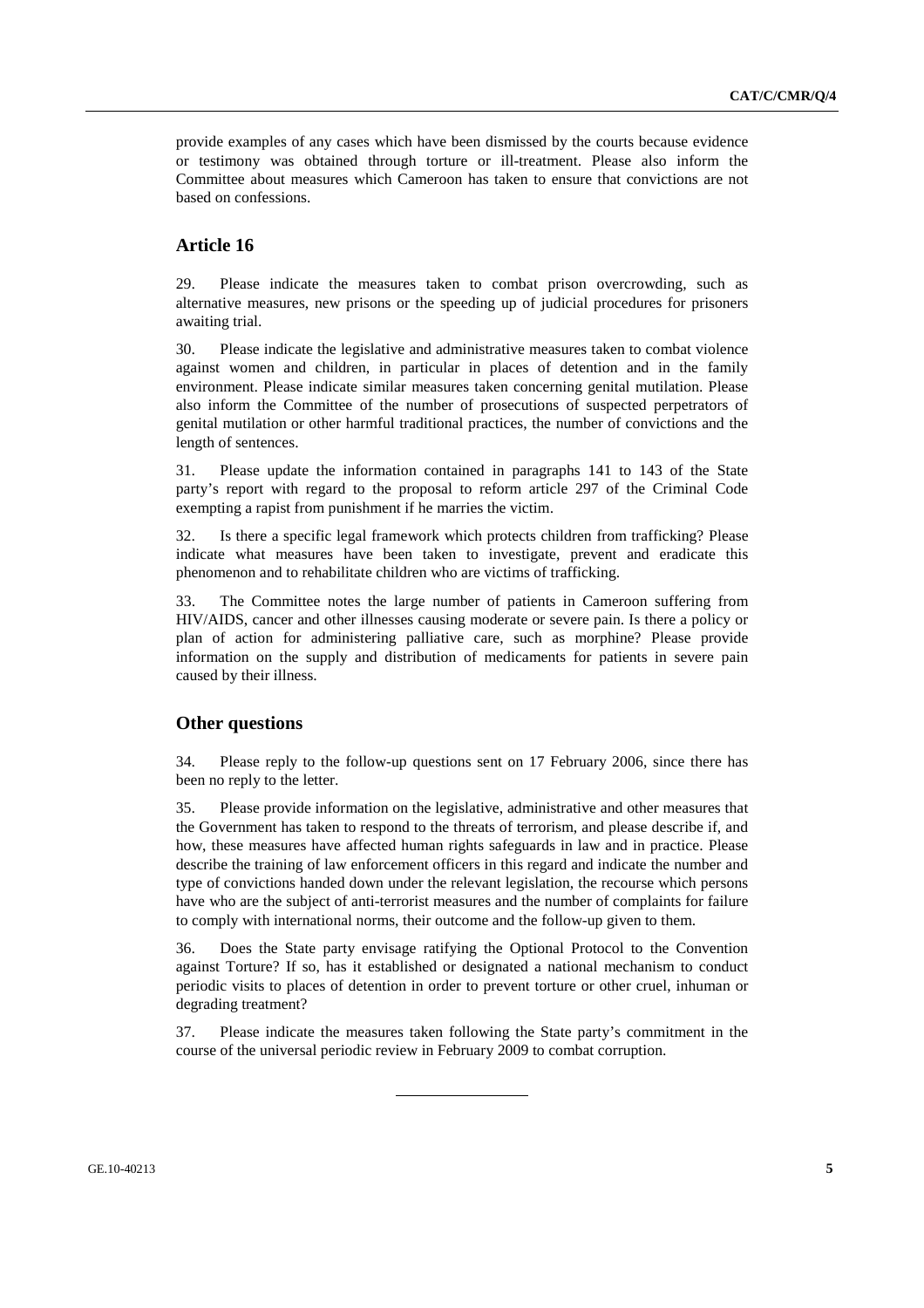provide examples of any cases which have been dismissed by the courts because evidence or testimony was obtained through torture or ill-treatment. Please also inform the Committee about measures which Cameroon has taken to ensure that convictions are not based on confessions.

## Article 16

29. Please indicate the measures taken to combat prison overcrowding, such as alternative measures, new prisons or the speeding up of judicial procedures for prisoners awaiting trial.

30. Please indicate the legislative and administrative measures taken to combat violence against women and children, in particular in places of detention and in the family environment. Please indicate similar measures taken concerning genital mutilation. Please also inform the Committee of the number of prosecutions of suspected perpetrators of genital mutilation or other harmful traditional practices, the number of convictions and the length of sentences.

31. Please update the information contained in paragraphs 141 to 143 of the State party's report with regard to the proposal to reform article 297 of the Criminal Code exempting a rapist from punishment if he marries the victim.

32. Is there a specific legal framework which protects children from trafficking? Please indicate what measures have been taken to investigate, prevent and eradicate this phenomenon and to rehabilitate children who are victims of trafficking.

33. The Committee notes the large number of patients in Cameroon suffering from HIV/AIDS, cancer and other illnesses causing moderate or severe pain. Is there a policy or plan of action for administering palliative care, such as morphine? Please provide information on the supply and distribution of medicaments for patients in severe pain caused by their illness.

## Other questions

34. Please reply to the follow-up questions sent on 17 February 2006, since there has been no reply to the letter.

35. Please provide information on the legislative, administrative and other measures that the Government has taken to respond to the threats of terrorism, and please describe if, and how, these measures have affected human rights safeguards in law and in practice. Please describe the training of law enforcement officers in this regard and indicate the number and type of convictions handed down under the relevant legislation, the recourse which persons have who are the subject of anti-terrorist measures and the number of complaints for failure to comply with international norms, their outcome and the follow-up given to them.

36. Does the State party envisage ratifying the Optional Protocol to the Convention against Torture? If so, has it established or designated a national mechanism to conduct periodic visits to places of detention in order to prevent torture or other cruel, inhuman or degrading treatment?

37. Please indicate the measures taken following the State party's commitment in the course of the universal periodic review in February 2009 to combat corruption.